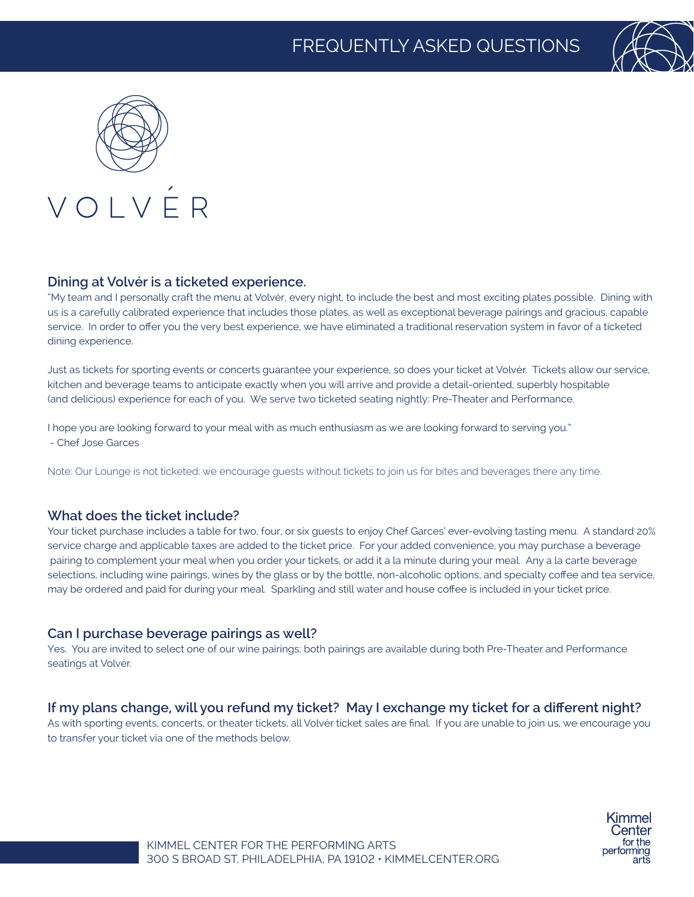# FREQUENTLY ASKED QUESTIONS

# VOLVÉR

## Dining at Volvér is a ticketed experience.

"My team and I personally craft the menu at Volvér, every night, to include the best and most exciting plates possible. Dining with us is a carefully calibrated experience that includes those plates, as well as exceptional beverage pairings and gracious, capable service. In order to offer you the very best experience, we have eliminated a traditional reservation system in favor of a ticketed dining experience.

Just as tickets for sporting events or concerts guarantee your experience, so does your ticket at Volvér. Tickets allow our service, kitchen and beverage teams to anticipate exactly when you will arrive and provide a detail-oriented, superbly hospitable (and delicious) experience for each of you. We serve two ticketed seating nightly: Pre-Theater and Performance.

I hope you are looking forward to your meal with as much enthusiasm as we are looking forward to serving you."
 - Chef Jose Garces

Note: Our Lounge is not ticketed; we encourage guests without tickets to join us for bites and beverages there any time.

## What does the ticket include?

Your ticket purchase includes a table for two, four, or six guests to enjoy Chef Garces' ever-evolving tasting menu. A standard 20% service charge and applicable taxes are added to the ticket price. For your added convenience, you may purchase a beverage pairing to complement your meal when you order your tickets, or add it a la minute during your meal. Any a la carte beverage selections, including wine pairings, wines by the glass or by the bottle, non-alcoholic options, and specialty coffee and tea service, may be ordered and paid for during your meal. Sparkling and still water and house coffee is included in your ticket price.

## Can I purchase beverage pairings as well?

Yes. You are invited to select one of our wine pairings; both pairings are available during both Pre-Theater and Performance seatings at Volvér.

## If my plans change, will you refund my ticket? May I exchange my ticket for a different night?

As with sporting events, concerts, or theater tickets, all Volvér ticket sales are final. If you are unable to join us, we encourage you to transfer your ticket via one of the methods below.

KIMMEL CENTER FOR THE PERFORMING ARTS
300 S BROAD ST. PHILADELPHIA, PA 19102 • KIMMELCENTER.ORG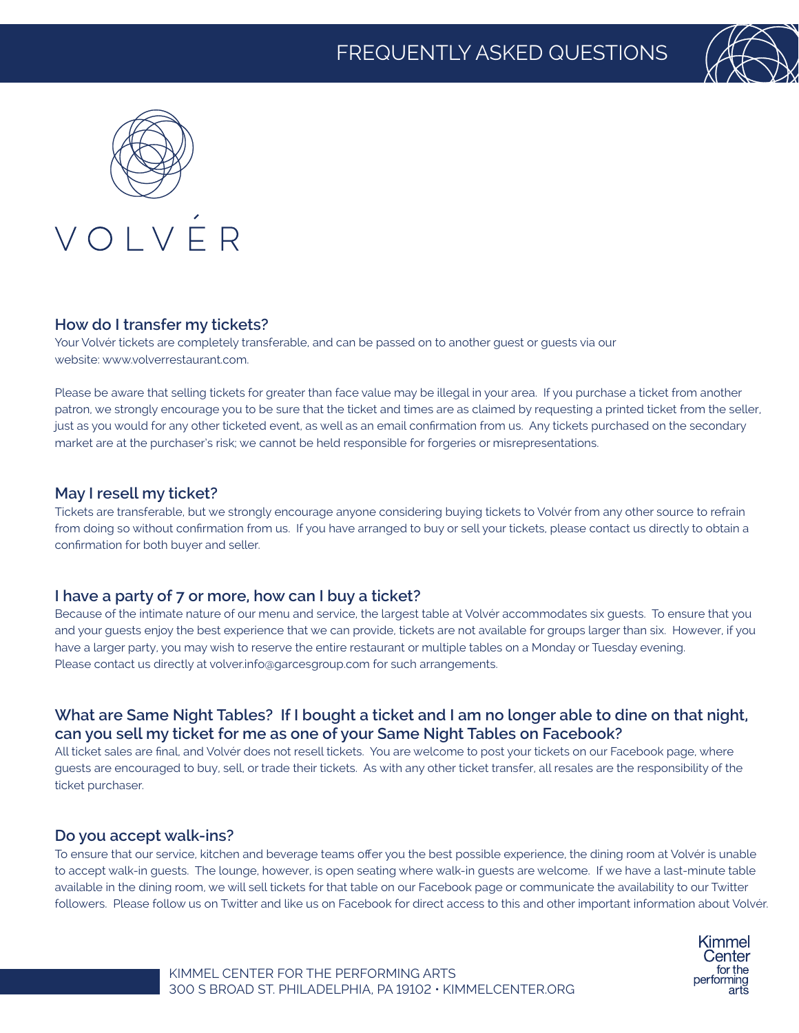VOLVÉR

## How do I transfer my tickets?

Your Volvér tickets are completely transferable, and can be passed on to another guest or guests via our website: www.volverrestaurant.com.

Please be aware that selling tickets for greater than face value may be illegal in your area. If you purchase a ticket from another patron, we strongly encourage you to be sure that the ticket and times are as claimed by requesting a printed ticket from the seller, just as you would for any other ticketed event, as well as an email confirmation from us. Any tickets purchased on the secondary market are at the purchaser's risk; we cannot be held responsible for forgeries or misrepresentations.

## May I resell my ticket?

Tickets are transferable, but we strongly encourage anyone considering buying tickets to Volvér from any other source to refrain from doing so without confirmation from us. If you have arranged to buy or sell your tickets, please contact us directly to obtain a confirmation for both buyer and seller.

## I have a party of 7 or more, how can I buy a ticket?

Because of the intimate nature of our menu and service, the largest table at Volvér accommodates six guests. To ensure that you and your guests enjoy the best experience that we can provide, tickets are not available for groups larger than six. However, if you have a larger party, you may wish to reserve the entire restaurant or multiple tables on a Monday or Tuesday evening. Please contact us directly at volver.info@garcesgroup.com for such arrangements.

## What are Same Night Tables? If I bought a ticket and I am no longer able to dine on that night, can you sell my ticket for me as one of your Same Night Tables on Facebook?

All ticket sales are final, and Volvér does not resell tickets. You are welcome to post your tickets on our Facebook page, where guests are encouraged to buy, sell, or trade their tickets. As with any other ticket transfer, all resales are the responsibility of the ticket purchaser.

## Do you accept walk-ins?

To ensure that our service, kitchen and beverage teams offer you the best possible experience, the dining room at Volvér is unable to accept walk-in guests. The lounge, however, is open seating where walk-in guests are welcome. If we have a last-minute table available in the dining room, we will sell tickets for that table on our Facebook page or communicate the availability to our Twitter followers. Please follow us on Twitter and like us on Facebook for direct access to this and other important information about Volvér.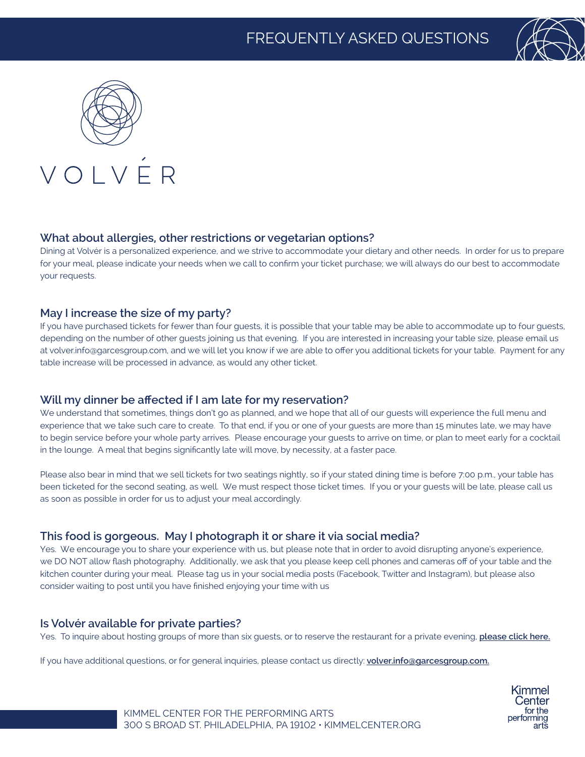# VOLVÉR

## What about allergies, other restrictions or vegetarian options?

Dining at Volvér is a personalized experience, and we strive to accommodate your dietary and other needs. In order for us to prepare for your meal, please indicate your needs when we call to confirm your ticket purchase; we will always do our best to accommodate your requests.

## May I increase the size of my party?

If you have purchased tickets for fewer than four guests, it is possible that your table may be able to accommodate up to four guests, depending on the number of other guests joining us that evening. If you are interested in increasing your table size, please email us at volver.info@garcesgroup.com, and we will let you know if we are able to offer you additional tickets for your table. Payment for any table increase will be processed in advance, as would any other ticket.

## Will my dinner be affected if I am late for my reservation?

We understand that sometimes, things don't go as planned, and we hope that all of our guests will experience the full menu and experience that we take such care to create. To that end, if you or one of your guests are more than 15 minutes late, we may have to begin service before your whole party arrives. Please encourage your guests to arrive on time, or plan to meet early for a cocktail in the lounge. A meal that begins significantly late will move, by necessity, at a faster pace.

Please also bear in mind that we sell tickets for two seatings nightly, so if your stated dining time is before 7:00 p.m., your table has been ticketed for the second seating, as well. We must respect those ticket times. If you or your guests will be late, please call us as soon as possible in order for us to adjust your meal accordingly.

## This food is gorgeous. May I photograph it or share it via social media?

Yes. We encourage you to share your experience with us, but please note that in order to avoid disrupting anyone's experience, we DO NOT allow flash photography. Additionally, we ask that you please keep cell phones and cameras off of your table and the kitchen counter during your meal. Please tag us in your social media posts (Facebook, Twitter and Instagram), but please also consider waiting to post until you have finished enjoying your time with us

## Is Volvér available for private parties?

Yes. To inquire about hosting groups of more than six guests, or to reserve the restaurant for a private evening, **please click here.**

If you have additional questions, or for general inquiries, please contact us directly: **volver.info@garcesgroup.com.**